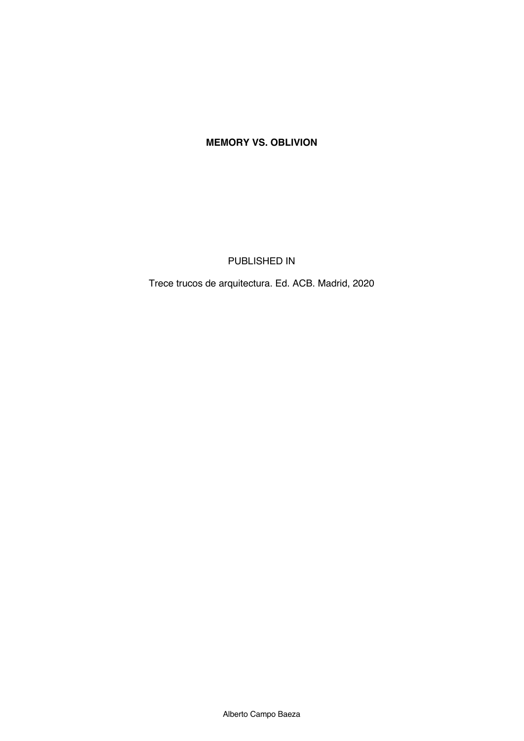# MEMORY VS. OBLIVION

PUBLISHED IN

Trece trucos de arquitectura. Ed. ACB. Madrid, 2020

Alberto Campo Baeza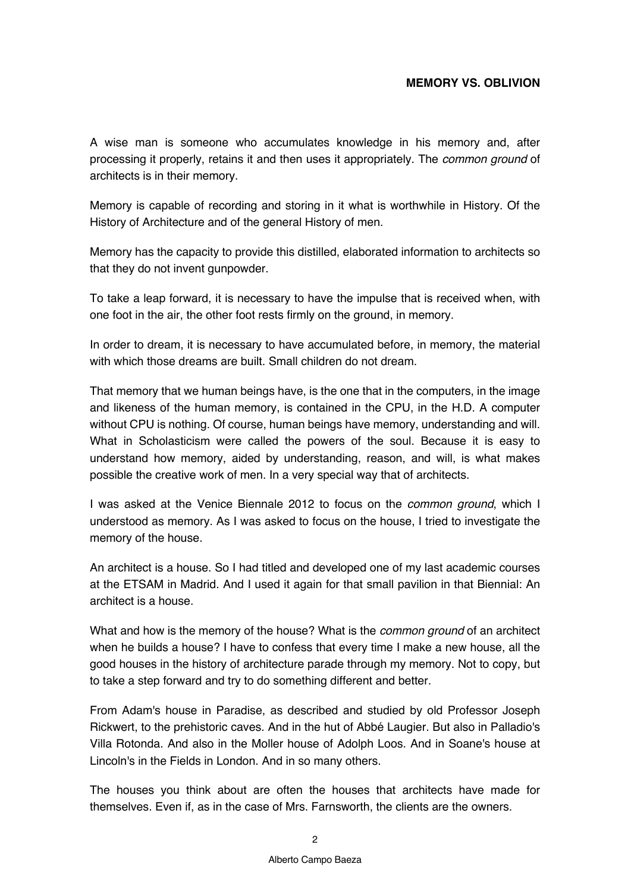## MEMORY VS. OBLIVION

A wise man is someone who accumulates knowledge in his memory and, after processing it properly, retains it and then uses it appropriately. The *common ground* of architects is in their memory.

Memory is capable of recording and storing in it what is worthwhile in History. Of the History of Architecture and of the general History of men.

Memory has the capacity to provide this distilled, elaborated information to architects so that they do not invent gunpowder.

To take a leap forward, it is necessary to have the impulse that is received when, with one foot in the air, the other foot rests firmly on the ground, in memory.

In order to dream, it is necessary to have accumulated before, in memory, the material with which those dreams are built. Small children do not dream.

That memory that we human beings have, is the one that in the computers, in the image and likeness of the human memory, is contained in the CPU, in the H.D. A computer without CPU is nothing. Of course, human beings have memory, understanding and will. What in Scholasticism were called the powers of the soul. Because it is easy to understand how memory, aided by understanding, reason, and will, is what makes possible the creative work of men. In a very special way that of architects.

I was asked at the Venice Biennale 2012 to focus on the *common ground*, which I understood as memory. As I was asked to focus on the house, I tried to investigate the memory of the house.

An architect is a house. So I had titled and developed one of my last academic courses at the ETSAM in Madrid. And I used it again for that small pavilion in that Biennial: An architect is a house.

What and how is the memory of the house? What is the *common ground* of an architect when he builds a house? I have to confess that every time I make a new house, all the good houses in the history of architecture parade through my memory. Not to copy, but to take a step forward and try to do something different and better.

From Adam's house in Paradise, as described and studied by old Professor Joseph Rickwert, to the prehistoric caves. And in the hut of Abbé Laugier. But also in Palladio's Villa Rotonda. And also in the Moller house of Adolph Loos. And in Soane's house at Lincoln's in the Fields in London. And in so many others.

The houses you think about are often the houses that architects have made for themselves. Even if, as in the case of Mrs. Farnsworth, the clients are the owners.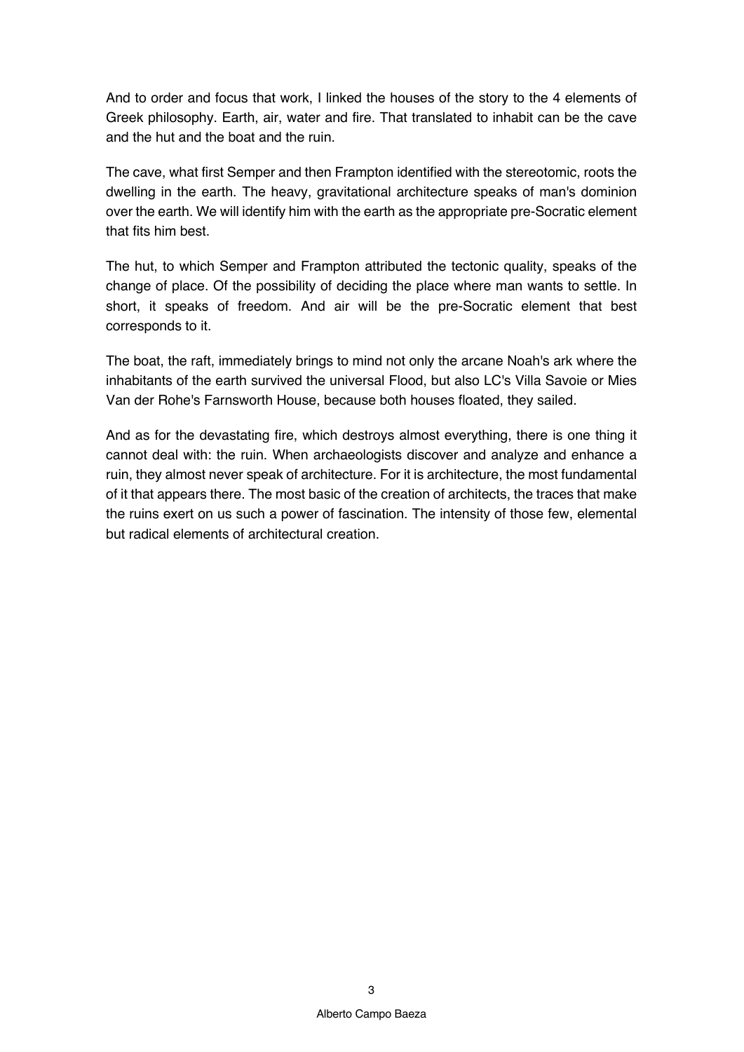And to order and focus that work, I linked the houses of the story to the 4 elements of Greek philosophy. Earth, air, water and fire. That translated to inhabit can be the cave and the hut and the boat and the ruin.

The cave, what first Semper and then Frampton identified with the stereotomic, roots the dwelling in the earth. The heavy, gravitational architecture speaks of man's dominion over the earth. We will identify him with the earth as the appropriate pre-Socratic element that fits him best.

The hut, to which Semper and Frampton attributed the tectonic quality, speaks of the change of place. Of the possibility of deciding the place where man wants to settle. In short, it speaks of freedom. And air will be the pre-Socratic element that best corresponds to it.

The boat, the raft, immediately brings to mind not only the arcane Noah's ark where the inhabitants of the earth survived the universal Flood, but also LC's Villa Savoie or Mies Van der Rohe's Farnsworth House, because both houses floated, they sailed.

And as for the devastating fire, which destroys almost everything, there is one thing it cannot deal with: the ruin. When archaeologists discover and analyze and enhance a ruin, they almost never speak of architecture. For it is architecture, the most fundamental of it that appears there. The most basic of the creation of architects, the traces that make the ruins exert on us such a power of fascination. The intensity of those few, elemental but radical elements of architectural creation.